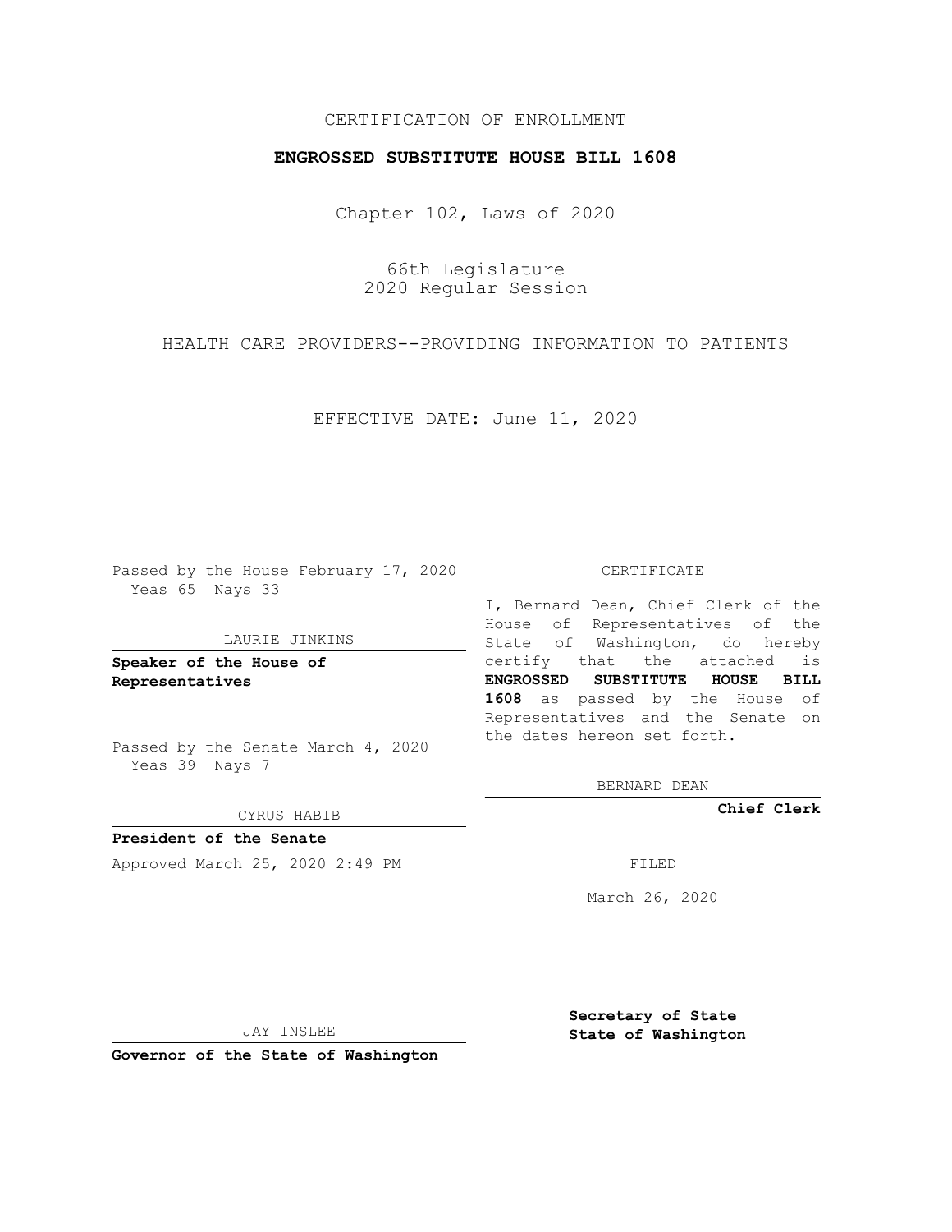CERTIFICATION OF ENROLLMENT

**ENGROSSED SUBSTITUTE HOUSE BILL 1608**

Chapter 102, Laws of 2020

66th Legislature
2020 Regular Session

HEALTH CARE PROVIDERS--PROVIDING INFORMATION TO PATIENTS

EFFECTIVE DATE: June 11, 2020

Passed by the House February 17, 2020
Yeas 65 Nays 33

LAURIE JINKINS

**Speaker of the House of Representatives**

Passed by the Senate March 4, 2020
Yeas 39 Nays 7

CYRUS HABIB

**President of the Senate**

Approved March 25, 2020 2:49 PM

JAY INSLEE

**Governor of the State of Washington**

CERTIFICATE

I, Bernard Dean, Chief Clerk of the House of Representatives of the State of Washington, do hereby certify that the attached is **ENGROSSED SUBSTITUTE HOUSE BILL 1608** as passed by the House of Representatives and the Senate on the dates hereon set forth.

BERNARD DEAN

**Chief Clerk**

FILED

March 26, 2020

**Secretary of State**
**State of Washington**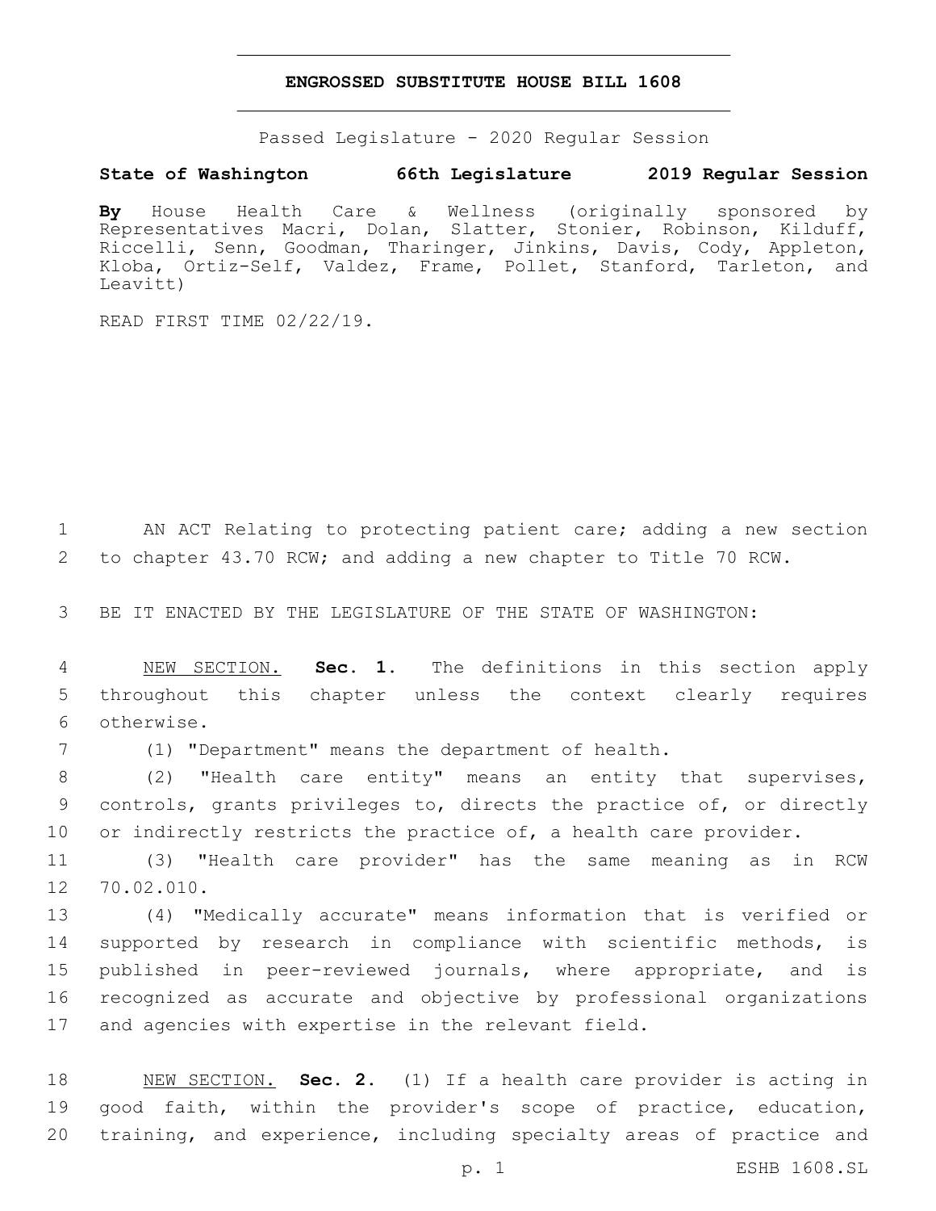# ENGROSSED SUBSTITUTE HOUSE BILL 1608

Passed Legislature - 2020 Regular Session

**State of Washington 66th Legislature 2019 Regular Session**

**By** House Health Care & Wellness (originally sponsored by Representatives Macri, Dolan, Slatter, Stonier, Robinson, Kilduff, Riccelli, Senn, Goodman, Tharinger, Jinkins, Davis, Cody, Appleton, Kloba, Ortiz-Self, Valdez, Frame, Pollet, Stanford, Tarleton, and Leavitt)

READ FIRST TIME 02/22/19.

AN ACT Relating to protecting patient care; adding a new section to chapter 43.70 RCW; and adding a new chapter to Title 70 RCW.

BE IT ENACTED BY THE LEGISLATURE OF THE STATE OF WASHINGTON:

NEW SECTION. **Sec. 1.** The definitions in this section apply throughout this chapter unless the context clearly requires otherwise.

(1) "Department" means the department of health.

(2) "Health care entity" means an entity that supervises, controls, grants privileges to, directs the practice of, or directly or indirectly restricts the practice of, a health care provider.

(3) "Health care provider" has the same meaning as in RCW 70.02.010.

(4) "Medically accurate" means information that is verified or supported by research in compliance with scientific methods, is published in peer-reviewed journals, where appropriate, and is recognized as accurate and objective by professional organizations and agencies with expertise in the relevant field.

NEW SECTION. **Sec. 2.** (1) If a health care provider is acting in good faith, within the provider's scope of practice, education, training, and experience, including specialty areas of practice and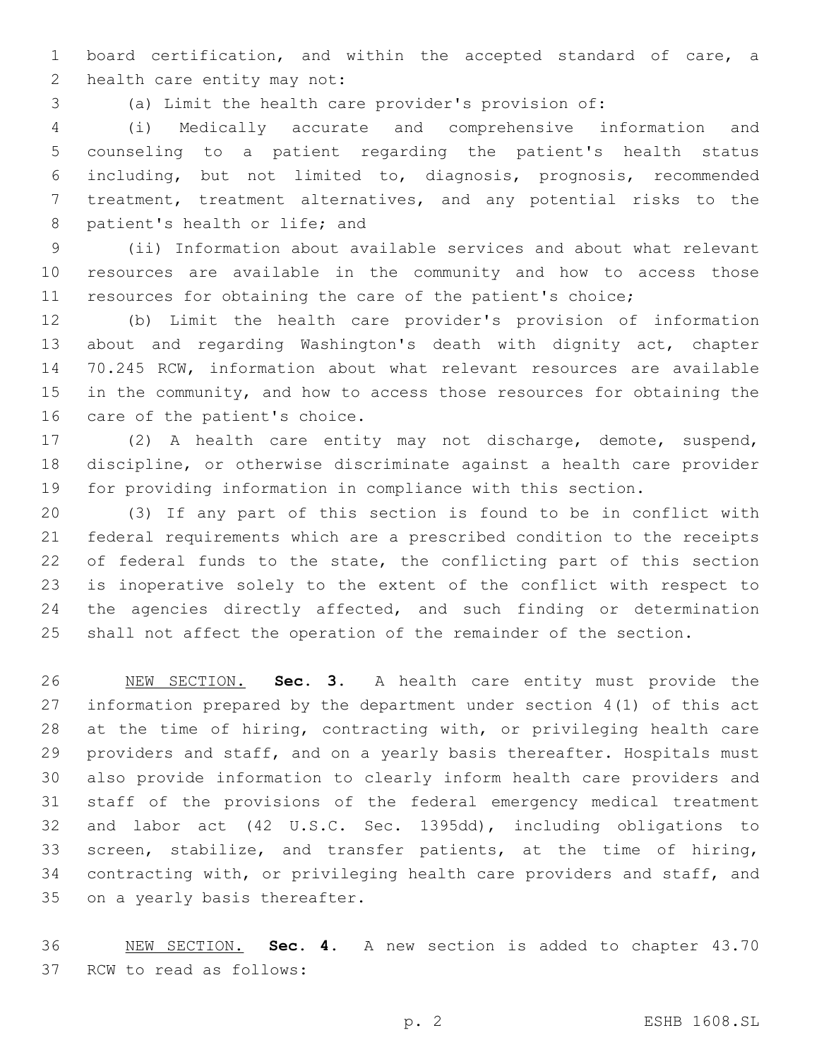board certification, and within the accepted standard of care, a health care entity may not:

(a) Limit the health care provider's provision of:

(i) Medically accurate and comprehensive information and counseling to a patient regarding the patient's health status including, but not limited to, diagnosis, prognosis, recommended treatment, treatment alternatives, and any potential risks to the patient's health or life; and

(ii) Information about available services and about what relevant resources are available in the community and how to access those resources for obtaining the care of the patient's choice;

(b) Limit the health care provider's provision of information about and regarding Washington's death with dignity act, chapter 70.245 RCW, information about what relevant resources are available in the community, and how to access those resources for obtaining the care of the patient's choice.

(2) A health care entity may not discharge, demote, suspend, discipline, or otherwise discriminate against a health care provider for providing information in compliance with this section.

(3) If any part of this section is found to be in conflict with federal requirements which are a prescribed condition to the receipts of federal funds to the state, the conflicting part of this section is inoperative solely to the extent of the conflict with respect to the agencies directly affected, and such finding or determination shall not affect the operation of the remainder of the section.

NEW SECTION. **Sec. 3.** A health care entity must provide the information prepared by the department under section 4(1) of this act at the time of hiring, contracting with, or privileging health care providers and staff, and on a yearly basis thereafter. Hospitals must also provide information to clearly inform health care providers and staff of the provisions of the federal emergency medical treatment and labor act (42 U.S.C. Sec. 1395dd), including obligations to screen, stabilize, and transfer patients, at the time of hiring, contracting with, or privileging health care providers and staff, and on a yearly basis thereafter.

NEW SECTION. **Sec. 4.** A new section is added to chapter 43.70 RCW to read as follows: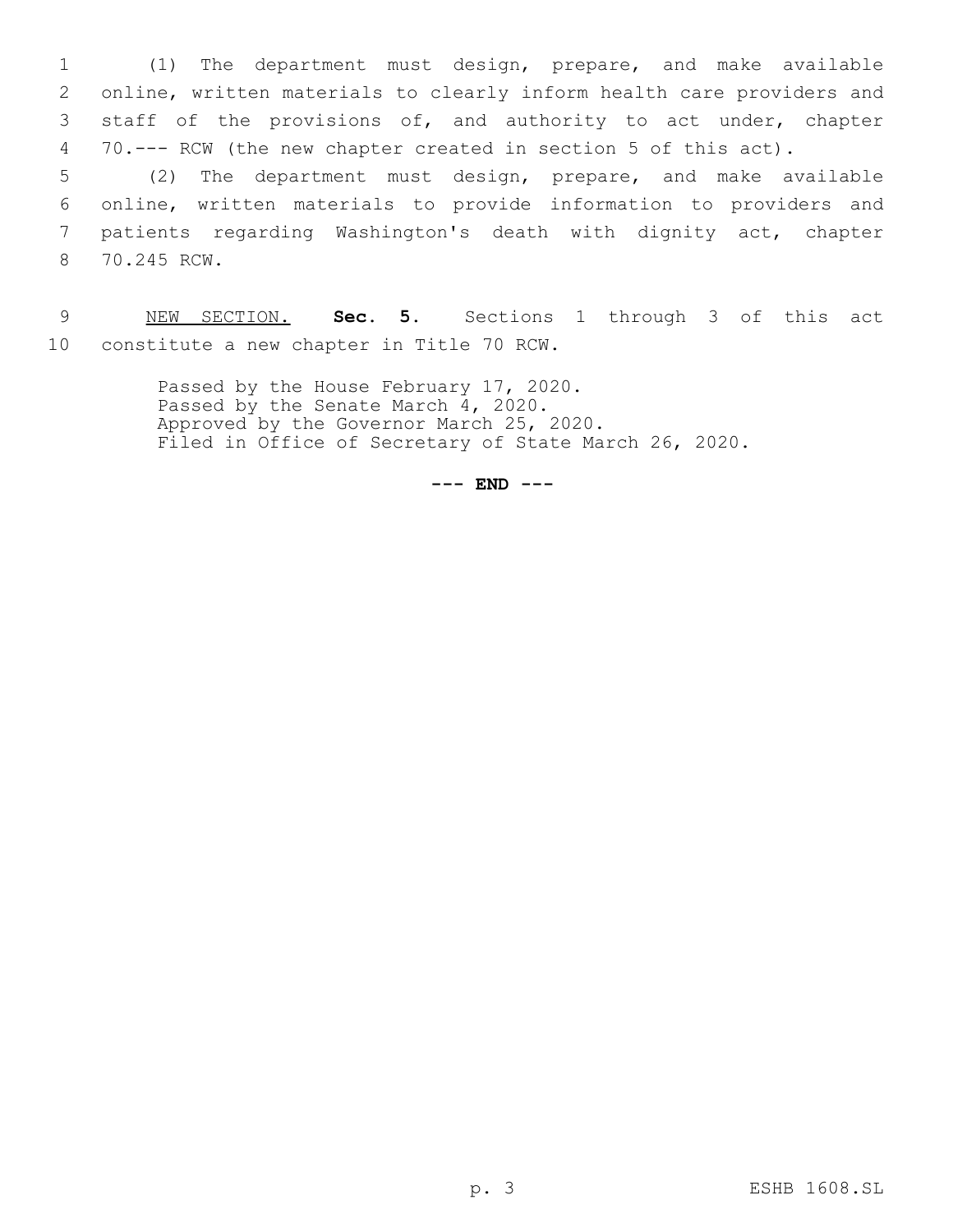(1) The department must design, prepare, and make available online, written materials to clearly inform health care providers and staff of the provisions of, and authority to act under, chapter 70.--- RCW (the new chapter created in section 5 of this act).

(2) The department must design, prepare, and make available online, written materials to provide information to providers and patients regarding Washington's death with dignity act, chapter 70.245 RCW.

NEW SECTION. **Sec. 5.** Sections 1 through 3 of this act constitute a new chapter in Title 70 RCW.

Passed by the House February 17, 2020.
Passed by the Senate March 4, 2020.
Approved by the Governor March 25, 2020.
Filed in Office of Secretary of State March 26, 2020.

**--- END ---**